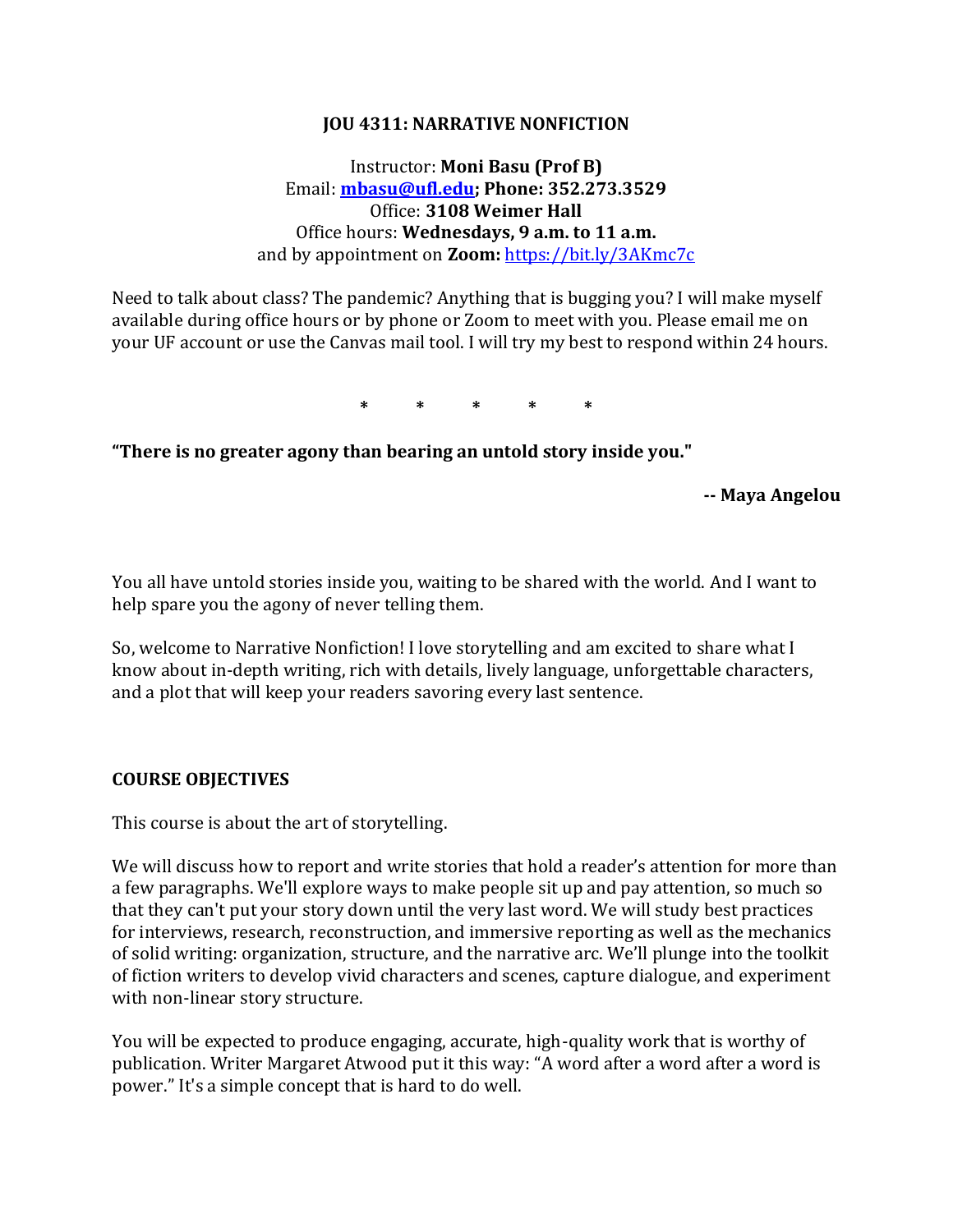# JOU 4311: NARRATIVE NONFICTION

Instructor: **Moni Basu (Prof B)**
Email: **[mbasu@ufl.edu](mailto:mbasu@ufl.edu); Phone: 352.273.3529**
Office: **3108 Weimer Hall**
Office hours: **Wednesdays, 9 a.m. to 11 a.m.**
and by appointment on **Zoom:** [https://bit.ly/3AKmc7c](https://bit.ly/3AKmc7c)

Need to talk about class? The pandemic? Anything that is bugging you? I will make myself available during office hours or by phone or Zoom to meet with you. Please email me on your UF account or use the Canvas mail tool. I will try my best to respond within 24 hours.

\* \* \* \* \*

**"There is no greater agony than bearing an untold story inside you."**

**-- Maya Angelou**

You all have untold stories inside you, waiting to be shared with the world. And I want to help spare you the agony of never telling them.

So, welcome to Narrative Nonfiction! I love storytelling and am excited to share what I know about in-depth writing, rich with details, lively language, unforgettable characters, and a plot that will keep your readers savoring every last sentence.

## COURSE OBJECTIVES

This course is about the art of storytelling.

We will discuss how to report and write stories that hold a reader's attention for more than a few paragraphs. We'll explore ways to make people sit up and pay attention, so much so that they can't put your story down until the very last word. We will study best practices for interviews, research, reconstruction, and immersive reporting as well as the mechanics of solid writing: organization, structure, and the narrative arc. We'll plunge into the toolkit of fiction writers to develop vivid characters and scenes, capture dialogue, and experiment with non-linear story structure.

You will be expected to produce engaging, accurate, high-quality work that is worthy of publication. Writer Margaret Atwood put it this way: "A word after a word after a word is power." It's a simple concept that is hard to do well.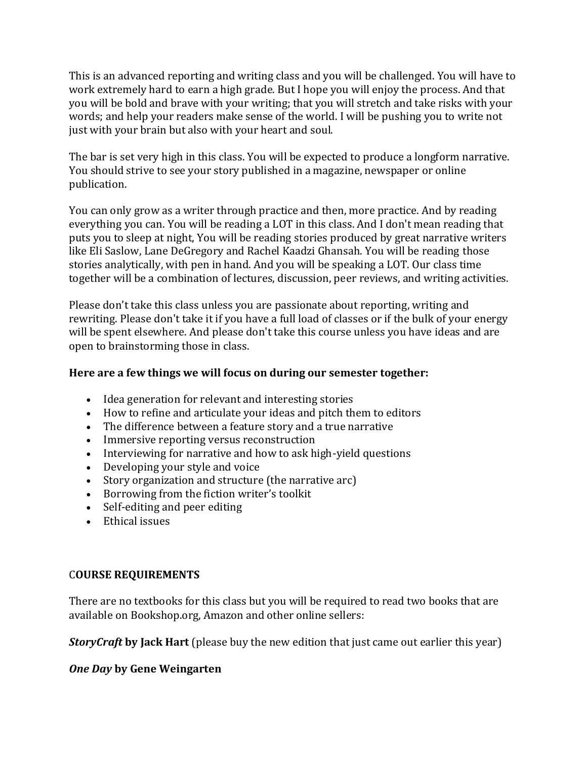This is an advanced reporting and writing class and you will be challenged. You will have to work extremely hard to earn a high grade. But I hope you will enjoy the process. And that you will be bold and brave with your writing; that you will stretch and take risks with your words; and help your readers make sense of the world. I will be pushing you to write not just with your brain but also with your heart and soul.

The bar is set very high in this class. You will be expected to produce a longform narrative. You should strive to see your story published in a magazine, newspaper or online publication.

You can only grow as a writer through practice and then, more practice. And by reading everything you can. You will be reading a LOT in this class. And I don't mean reading that puts you to sleep at night, You will be reading stories produced by great narrative writers like Eli Saslow, Lane DeGregory and Rachel Kaadzi Ghansah. You will be reading those stories analytically, with pen in hand. And you will be speaking a LOT. Our class time together will be a combination of lectures, discussion, peer reviews, and writing activities.

Please don't take this class unless you are passionate about reporting, writing and rewriting. Please don't take it if you have a full load of classes or if the bulk of your energy will be spent elsewhere. And please don't take this course unless you have ideas and are open to brainstorming those in class.

**Here are a few things we will focus on during our semester together:**

- Idea generation for relevant and interesting stories
- How to refine and articulate your ideas and pitch them to editors
- The difference between a feature story and a true narrative
- Immersive reporting versus reconstruction
- Interviewing for narrative and how to ask high-yield questions
- Developing your style and voice
- Story organization and structure (the narrative arc)
- Borrowing from the fiction writer's toolkit
- Self-editing and peer editing
- Ethical issues

## COURSE REQUIREMENTS

There are no textbooks for this class but you will be required to read two books that are available on Bookshop.org, Amazon and other online sellers:

***StoryCraft* by Jack Hart** (please buy the new edition that just came out earlier this year)

***One Day* by Gene Weingarten**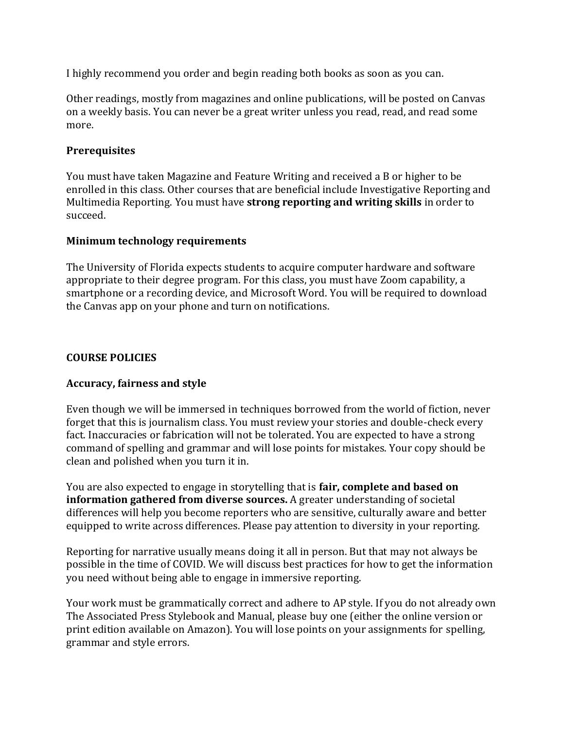I highly recommend you order and begin reading both books as soon as you can.

Other readings, mostly from magazines and online publications, will be posted on Canvas on a weekly basis. You can never be a great writer unless you read, read, and read some more.

### Prerequisites

You must have taken Magazine and Feature Writing and received a B or higher to be enrolled in this class. Other courses that are beneficial include Investigative Reporting and Multimedia Reporting. You must have **strong reporting and writing skills** in order to succeed.

### Minimum technology requirements

The University of Florida expects students to acquire computer hardware and software appropriate to their degree program. For this class, you must have Zoom capability, a smartphone or a recording device, and Microsoft Word. You will be required to download the Canvas app on your phone and turn on notifications.

## COURSE POLICIES

### Accuracy, fairness and style

Even though we will be immersed in techniques borrowed from the world of fiction, never forget that this is journalism class. You must review your stories and double-check every fact. Inaccuracies or fabrication will not be tolerated. You are expected to have a strong command of spelling and grammar and will lose points for mistakes. Your copy should be clean and polished when you turn it in.

You are also expected to engage in storytelling that is **fair, complete and based on information gathered from diverse sources.** A greater understanding of societal differences will help you become reporters who are sensitive, culturally aware and better equipped to write across differences. Please pay attention to diversity in your reporting.

Reporting for narrative usually means doing it all in person. But that may not always be possible in the time of COVID. We will discuss best practices for how to get the information you need without being able to engage in immersive reporting.

Your work must be grammatically correct and adhere to AP style. If you do not already own The Associated Press Stylebook and Manual, please buy one (either the online version or print edition available on Amazon). You will lose points on your assignments for spelling, grammar and style errors.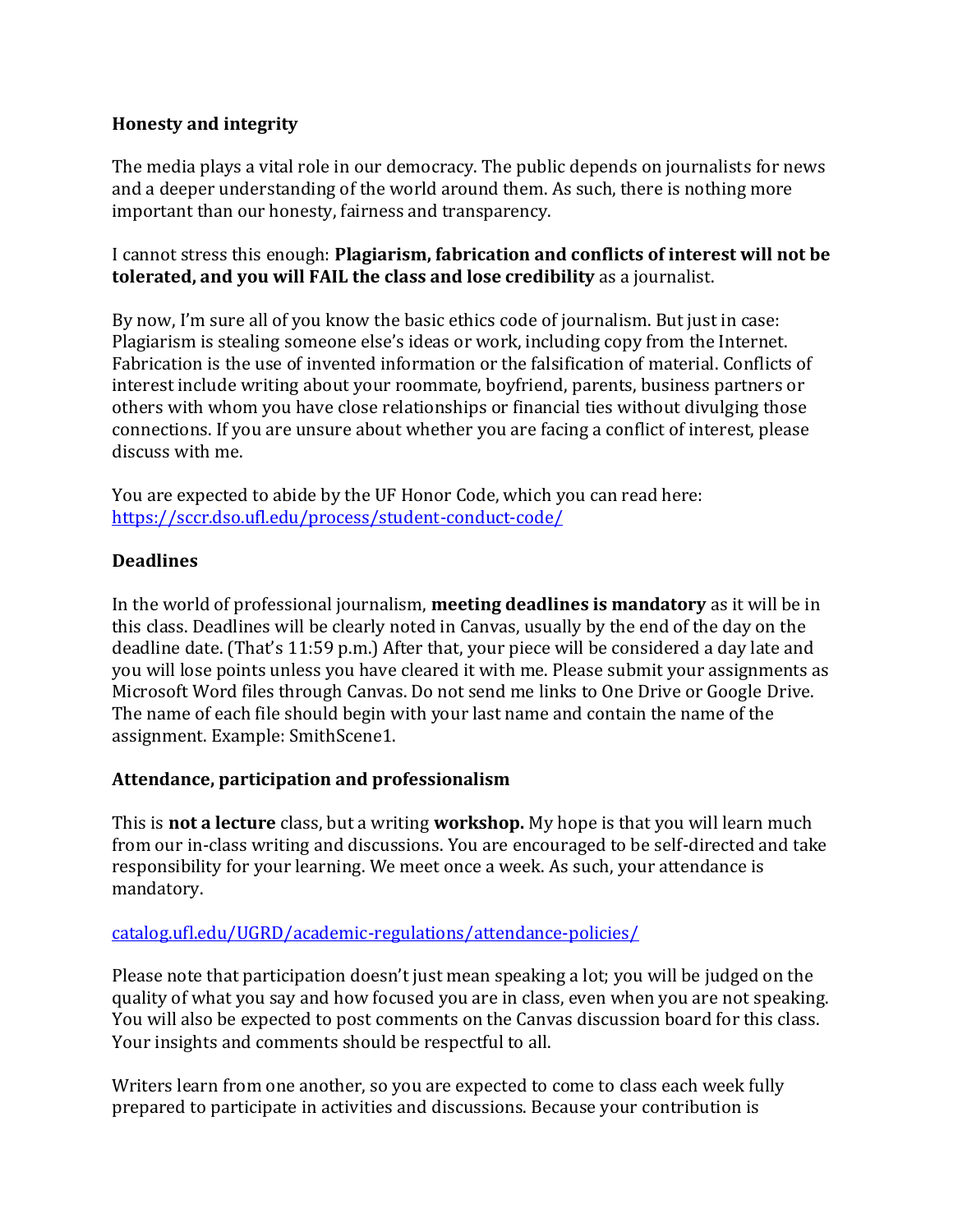**Honesty and integrity**

The media plays a vital role in our democracy. The public depends on journalists for news and a deeper understanding of the world around them. As such, there is nothing more important than our honesty, fairness and transparency.

I cannot stress this enough: **Plagiarism, fabrication and conflicts of interest will not be tolerated, and you will FAIL the class and lose credibility** as a journalist.

By now, I'm sure all of you know the basic ethics code of journalism. But just in case: Plagiarism is stealing someone else's ideas or work, including copy from the Internet. Fabrication is the use of invented information or the falsification of material. Conflicts of interest include writing about your roommate, boyfriend, parents, business partners or others with whom you have close relationships or financial ties without divulging those connections. If you are unsure about whether you are facing a conflict of interest, please discuss with me.

You are expected to abide by the UF Honor Code, which you can read here: https://sccr.dso.ufl.edu/process/student-conduct-code/

**Deadlines**

In the world of professional journalism, **meeting deadlines is mandatory** as it will be in this class. Deadlines will be clearly noted in Canvas, usually by the end of the day on the deadline date. (That's 11:59 p.m.) After that, your piece will be considered a day late and you will lose points unless you have cleared it with me. Please submit your assignments as Microsoft Word files through Canvas. Do not send me links to One Drive or Google Drive. The name of each file should begin with your last name and contain the name of the assignment. Example: SmithScene1.

**Attendance, participation and professionalism**

This is **not a lecture** class, but a writing **workshop.** My hope is that you will learn much from our in-class writing and discussions. You are encouraged to be self-directed and take responsibility for your learning. We meet once a week. As such, your attendance is mandatory.

catalog.ufl.edu/UGRD/academic-regulations/attendance-policies/

Please note that participation doesn't just mean speaking a lot; you will be judged on the quality of what you say and how focused you are in class, even when you are not speaking. You will also be expected to post comments on the Canvas discussion board for this class. Your insights and comments should be respectful to all.

Writers learn from one another, so you are expected to come to class each week fully prepared to participate in activities and discussions. Because your contribution is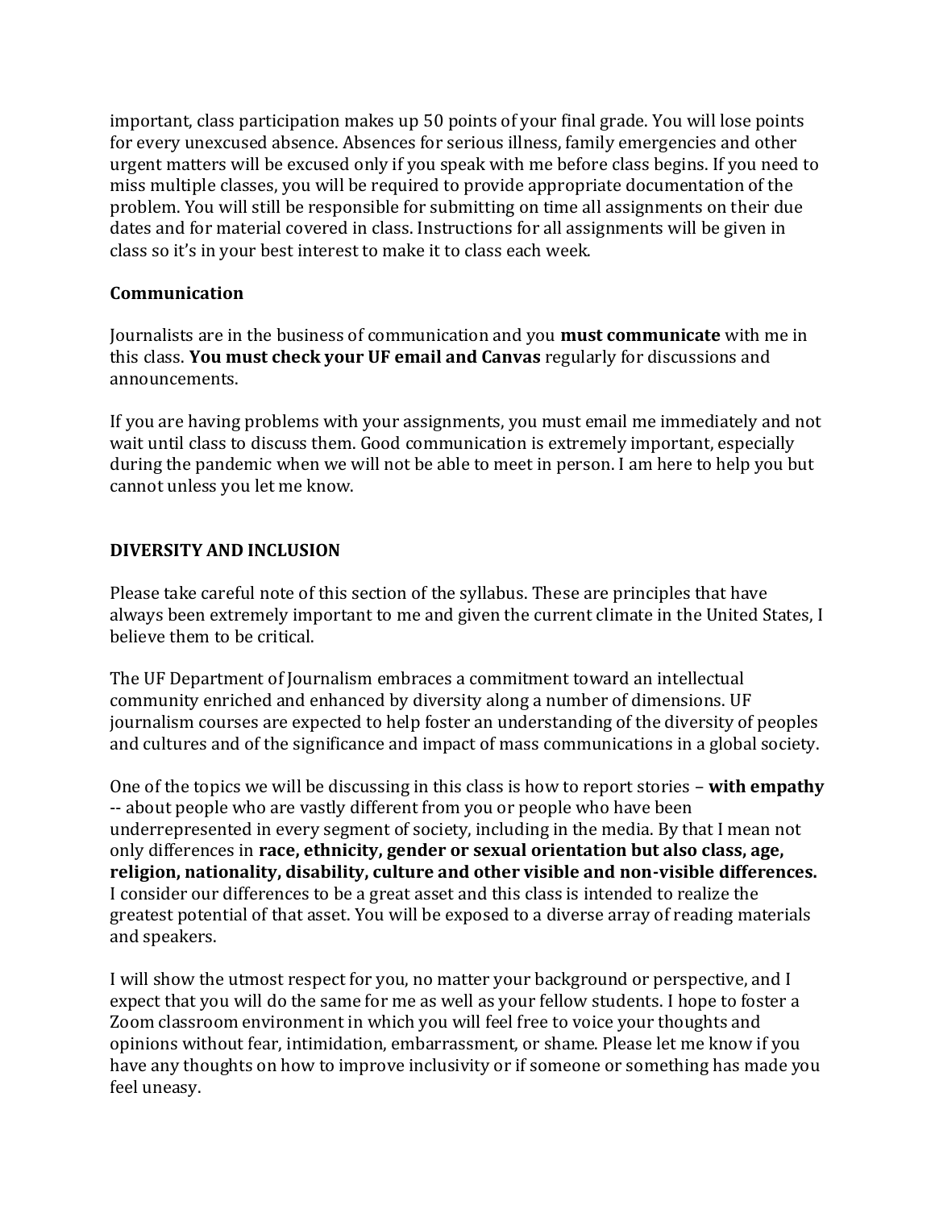important, class participation makes up 50 points of your final grade. You will lose points for every unexcused absence. Absences for serious illness, family emergencies and other urgent matters will be excused only if you speak with me before class begins. If you need to miss multiple classes, you will be required to provide appropriate documentation of the problem. You will still be responsible for submitting on time all assignments on their due dates and for material covered in class. Instructions for all assignments will be given in class so it's in your best interest to make it to class each week.

**Communication**

Journalists are in the business of communication and you **must communicate** with me in this class. **You must check your UF email and Canvas** regularly for discussions and announcements.

If you are having problems with your assignments, you must email me immediately and not wait until class to discuss them. Good communication is extremely important, especially during the pandemic when we will not be able to meet in person. I am here to help you but cannot unless you let me know.

## DIVERSITY AND INCLUSION

Please take careful note of this section of the syllabus. These are principles that have always been extremely important to me and given the current climate in the United States, I believe them to be critical.

The UF Department of Journalism embraces a commitment toward an intellectual community enriched and enhanced by diversity along a number of dimensions. UF journalism courses are expected to help foster an understanding of the diversity of peoples and cultures and of the significance and impact of mass communications in a global society.

One of the topics we will be discussing in this class is how to report stories – **with empathy** -- about people who are vastly different from you or people who have been underrepresented in every segment of society, including in the media. By that I mean not only differences in **race, ethnicity, gender or sexual orientation but also class, age, religion, nationality, disability, culture and other visible and non-visible differences.** I consider our differences to be a great asset and this class is intended to realize the greatest potential of that asset. You will be exposed to a diverse array of reading materials and speakers.

I will show the utmost respect for you, no matter your background or perspective, and I expect that you will do the same for me as well as your fellow students. I hope to foster a Zoom classroom environment in which you will feel free to voice your thoughts and opinions without fear, intimidation, embarrassment, or shame. Please let me know if you have any thoughts on how to improve inclusivity or if someone or something has made you feel uneasy.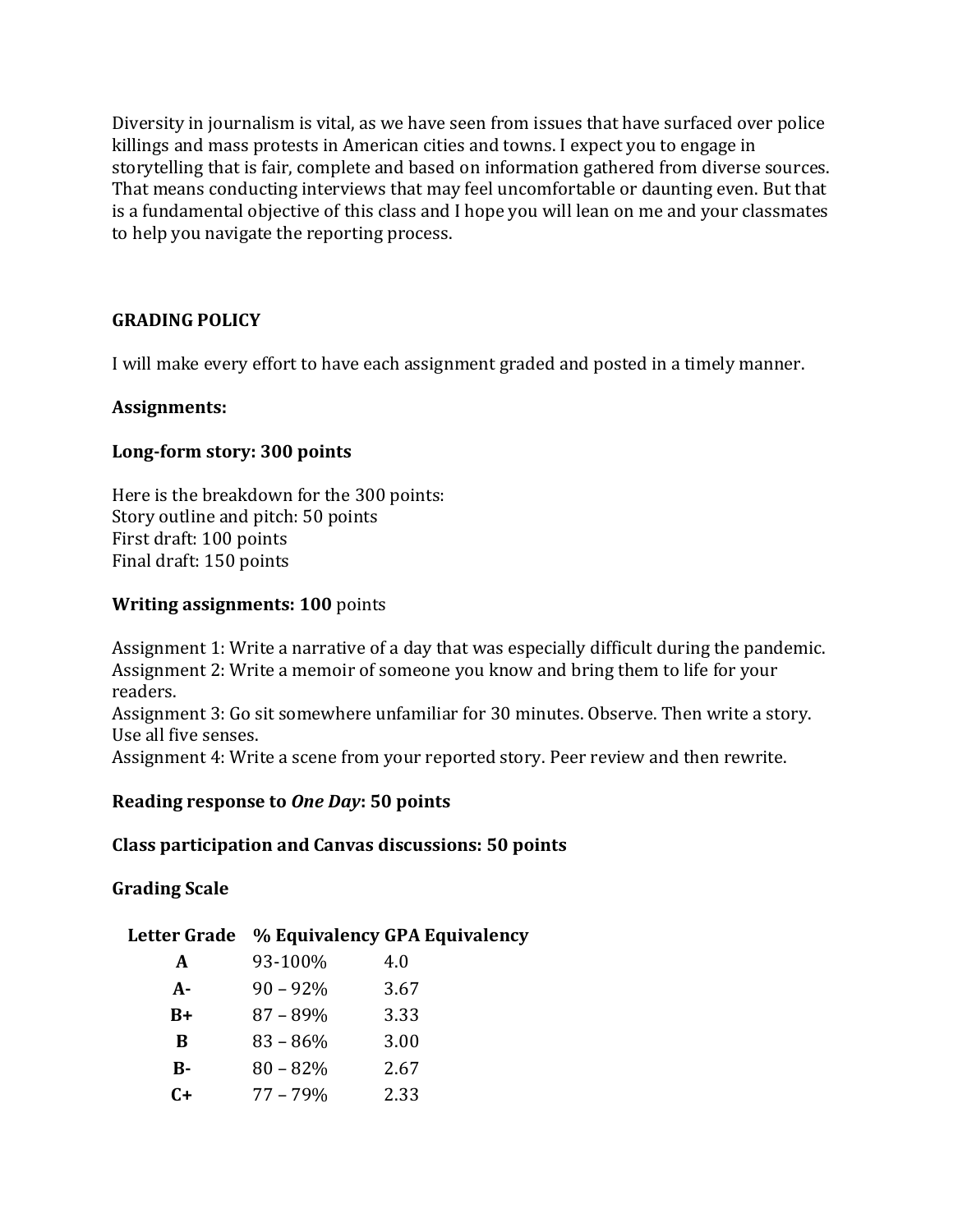Diversity in journalism is vital, as we have seen from issues that have surfaced over police killings and mass protests in American cities and towns. I expect you to engage in storytelling that is fair, complete and based on information gathered from diverse sources. That means conducting interviews that may feel uncomfortable or daunting even. But that is a fundamental objective of this class and I hope you will lean on me and your classmates to help you navigate the reporting process.

## GRADING POLICY

I will make every effort to have each assignment graded and posted in a timely manner.

**Assignments:**

**Long-form story: 300 points**

Here is the breakdown for the 300 points:
Story outline and pitch: 50 points
First draft: 100 points
Final draft: 150 points

**Writing assignments: 100** points

Assignment 1: Write a narrative of a day that was especially difficult during the pandemic.
Assignment 2: Write a memoir of someone you know and bring them to life for your readers.
Assignment 3: Go sit somewhere unfamiliar for 30 minutes. Observe. Then write a story. Use all five senses.
Assignment 4: Write a scene from your reported story. Peer review and then rewrite.

**Reading response to *One Day*: 50 points**

**Class participation and Canvas discussions: 50 points**

**Grading Scale**

| Letter Grade | % Equivalency | GPA Equivalency |
|---|---|---|
| **A** | 93-100% | 4.0 |
| **A-** | 90 – 92% | 3.67 |
| **B+** | 87 – 89% | 3.33 |
| **B** | 83 – 86% | 3.00 |
| **B-** | 80 – 82% | 2.67 |
| **C+** | 77 – 79% | 2.33 |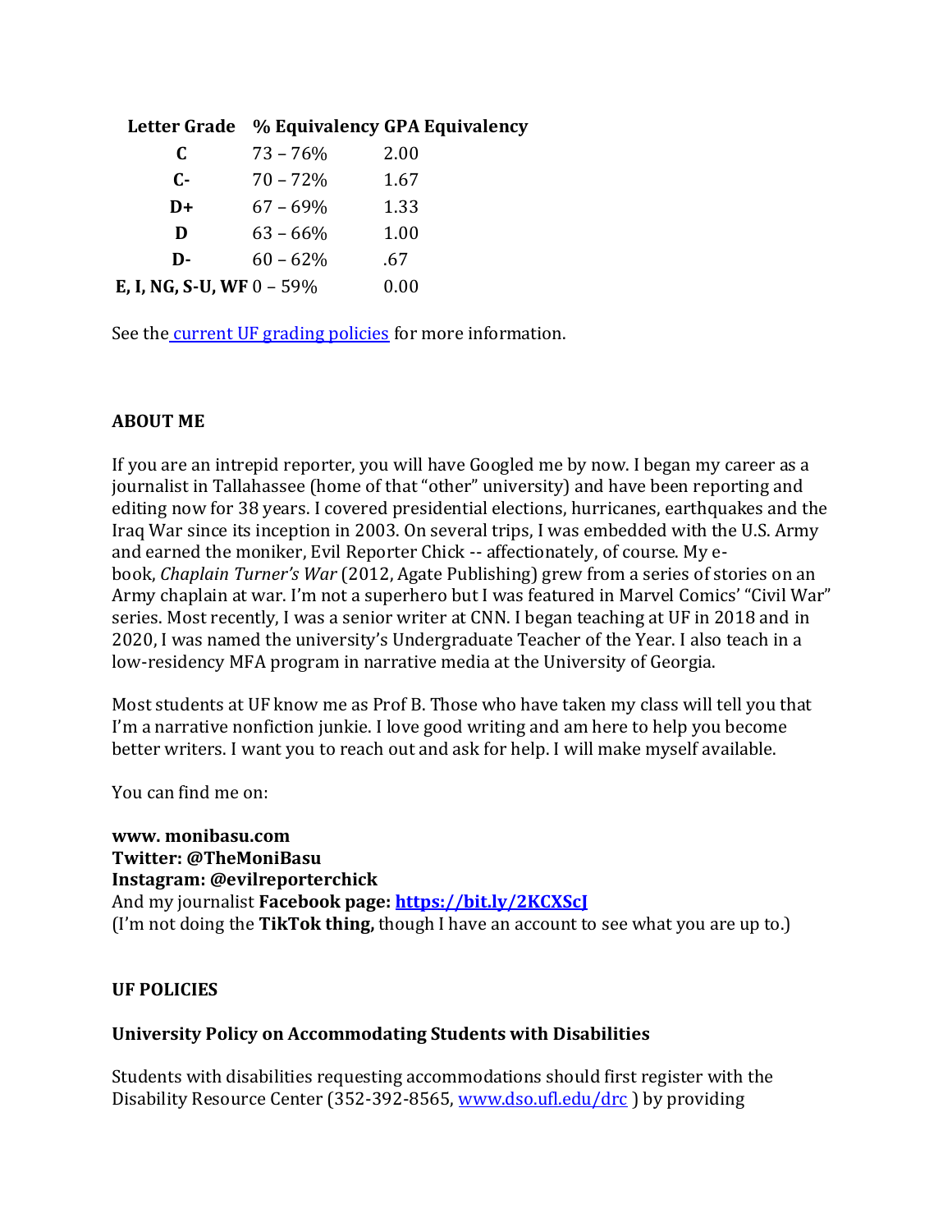| Letter Grade | % Equivalency | GPA Equivalency |
|---|---|---|
| **C** | 73 – 76% | 2.00 |
| **C-** | 70 – 72% | 1.67 |
| **D+** | 67 – 69% | 1.33 |
| **D** | 63 – 66% | 1.00 |
| **D-** | 60 – 62% | .67 |
| **E, I, NG, S-U, WF** | 0 – 59% | 0.00 |

See the current UF grading policies for more information.

**ABOUT ME**

If you are an intrepid reporter, you will have Googled me by now. I began my career as a journalist in Tallahassee (home of that "other" university) and have been reporting and editing now for 38 years. I covered presidential elections, hurricanes, earthquakes and the Iraq War since its inception in 2003. On several trips, I was embedded with the U.S. Army and earned the moniker, Evil Reporter Chick -- affectionately, of course. My e-book, *Chaplain Turner's War* (2012, Agate Publishing) grew from a series of stories on an Army chaplain at war. I'm not a superhero but I was featured in Marvel Comics' "Civil War" series. Most recently, I was a senior writer at CNN. I began teaching at UF in 2018 and in 2020, I was named the university's Undergraduate Teacher of the Year. I also teach in a low-residency MFA program in narrative media at the University of Georgia.

Most students at UF know me as Prof B. Those who have taken my class will tell you that I'm a narrative nonfiction junkie. I love good writing and am here to help you become better writers. I want you to reach out and ask for help. I will make myself available.

You can find me on:

**www. monibasu.com**
**Twitter: @TheMoniBasu**
**Instagram: @evilreporterchick**
And my journalist **Facebook page: https://bit.ly/2KCXScJ**
(I'm not doing the **TikTok thing,** though I have an account to see what you are up to.)

**UF POLICIES**

**University Policy on Accommodating Students with Disabilities**

Students with disabilities requesting accommodations should first register with the Disability Resource Center (352-392-8565, www.dso.ufl.edu/drc ) by providing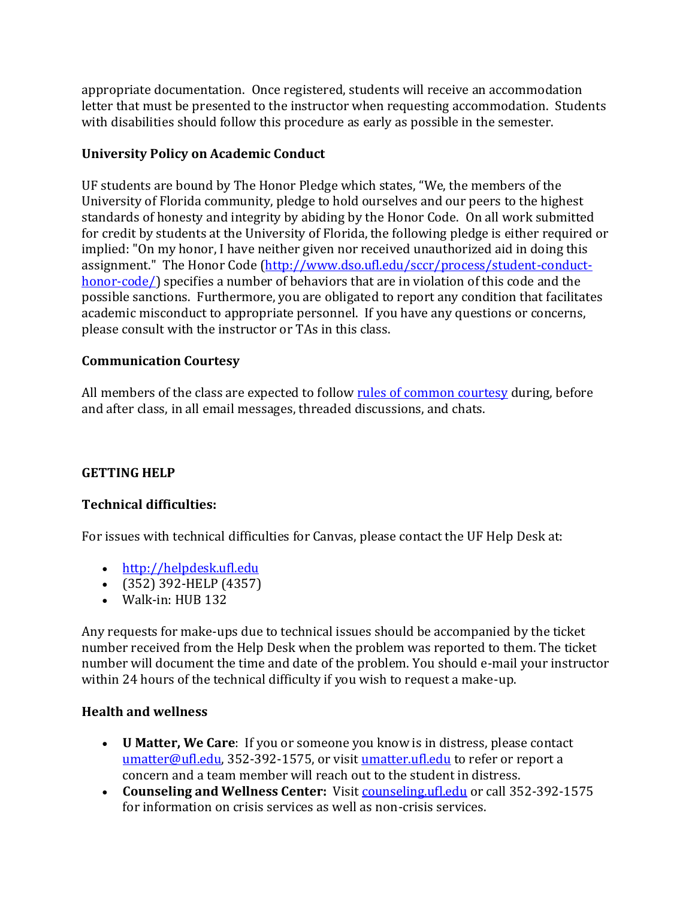appropriate documentation. Once registered, students will receive an accommodation letter that must be presented to the instructor when requesting accommodation. Students with disabilities should follow this procedure as early as possible in the semester.

### University Policy on Academic Conduct

UF students are bound by The Honor Pledge which states, "We, the members of the University of Florida community, pledge to hold ourselves and our peers to the highest standards of honesty and integrity by abiding by the Honor Code. On all work submitted for credit by students at the University of Florida, the following pledge is either required or implied: "On my honor, I have neither given nor received unauthorized aid in doing this assignment." The Honor Code (http://www.dso.ufl.edu/sccr/process/student-conduct-honor-code/) specifies a number of behaviors that are in violation of this code and the possible sanctions. Furthermore, you are obligated to report any condition that facilitates academic misconduct to appropriate personnel. If you have any questions or concerns, please consult with the instructor or TAs in this class.

### Communication Courtesy

All members of the class are expected to follow rules of common courtesy during, before and after class, in all email messages, threaded discussions, and chats.

## GETTING HELP

### Technical difficulties:

For issues with technical difficulties for Canvas, please contact the UF Help Desk at:

- http://helpdesk.ufl.edu
- (352) 392-HELP (4357)
- Walk-in: HUB 132

Any requests for make-ups due to technical issues should be accompanied by the ticket number received from the Help Desk when the problem was reported to them. The ticket number will document the time and date of the problem. You should e-mail your instructor within 24 hours of the technical difficulty if you wish to request a make-up.

### Health and wellness

- **U Matter, We Care**: If you or someone you know is in distress, please contact umatter@ufl.edu, 352-392-1575, or visit umatter.ufl.edu to refer or report a concern and a team member will reach out to the student in distress.
- **Counseling and Wellness Center:** Visit counseling.ufl.edu or call 352-392-1575 for information on crisis services as well as non-crisis services.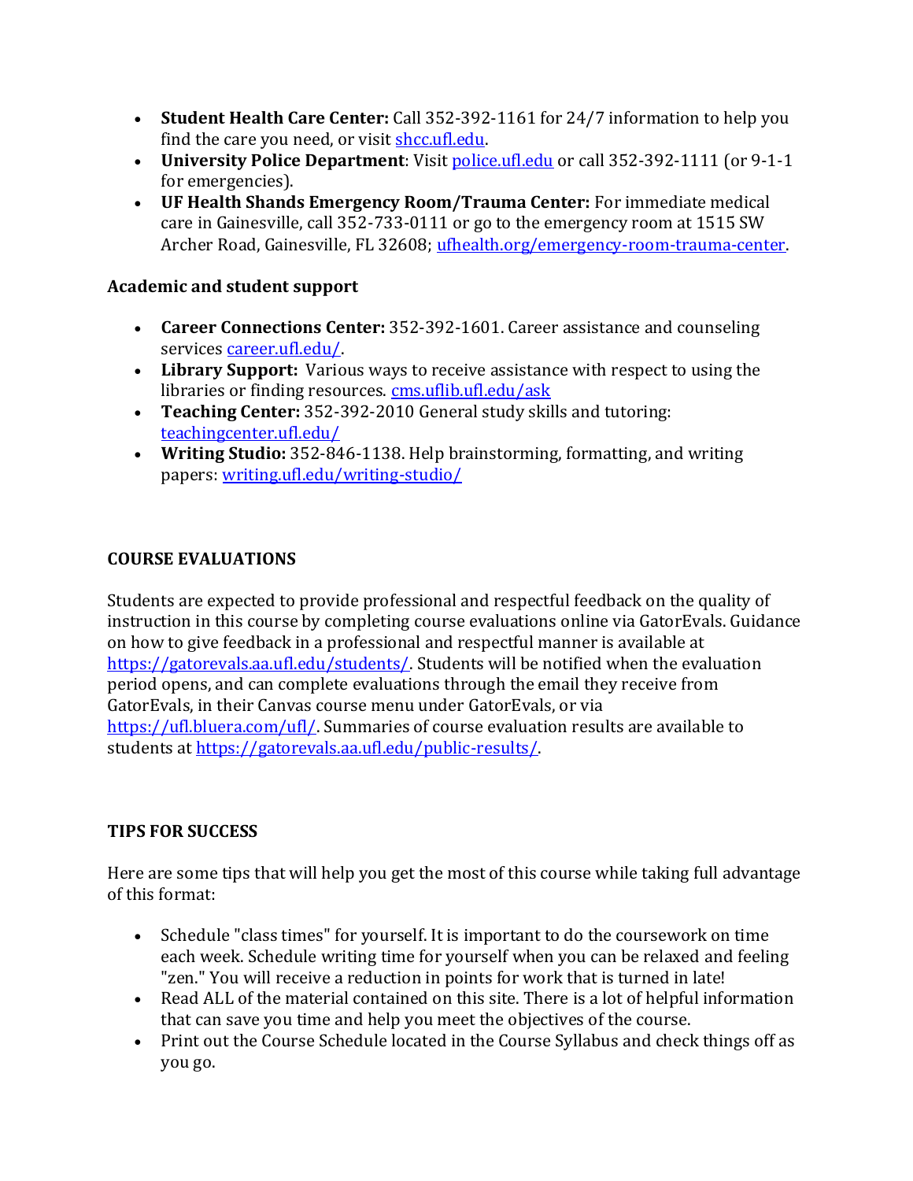- **Student Health Care Center:** Call 352-392-1161 for 24/7 information to help you find the care you need, or visit shcc.ufl.edu.
- **University Police Department**: Visit police.ufl.edu or call 352-392-1111 (or 9-1-1 for emergencies).
- **UF Health Shands Emergency Room/Trauma Center:** For immediate medical care in Gainesville, call 352-733-0111 or go to the emergency room at 1515 SW Archer Road, Gainesville, FL 32608; ufhealth.org/emergency-room-trauma-center.

**Academic and student support**

- **Career Connections Center:** 352-392-1601. Career assistance and counseling services career.ufl.edu/.
- **Library Support:** Various ways to receive assistance with respect to using the libraries or finding resources. cms.uflib.ufl.edu/ask
- **Teaching Center:** 352-392-2010 General study skills and tutoring: teachingcenter.ufl.edu/
- **Writing Studio:** 352-846-1138. Help brainstorming, formatting, and writing papers: writing.ufl.edu/writing-studio/

## COURSE EVALUATIONS

Students are expected to provide professional and respectful feedback on the quality of instruction in this course by completing course evaluations online via GatorEvals. Guidance on how to give feedback in a professional and respectful manner is available at https://gatorevals.aa.ufl.edu/students/. Students will be notified when the evaluation period opens, and can complete evaluations through the email they receive from GatorEvals, in their Canvas course menu under GatorEvals, or via https://ufl.bluera.com/ufl/. Summaries of course evaluation results are available to students at https://gatorevals.aa.ufl.edu/public-results/.

## TIPS FOR SUCCESS

Here are some tips that will help you get the most of this course while taking full advantage of this format:

- Schedule "class times" for yourself. It is important to do the coursework on time each week. Schedule writing time for yourself when you can be relaxed and feeling "zen." You will receive a reduction in points for work that is turned in late!
- Read ALL of the material contained on this site. There is a lot of helpful information that can save you time and help you meet the objectives of the course.
- Print out the Course Schedule located in the Course Syllabus and check things off as you go.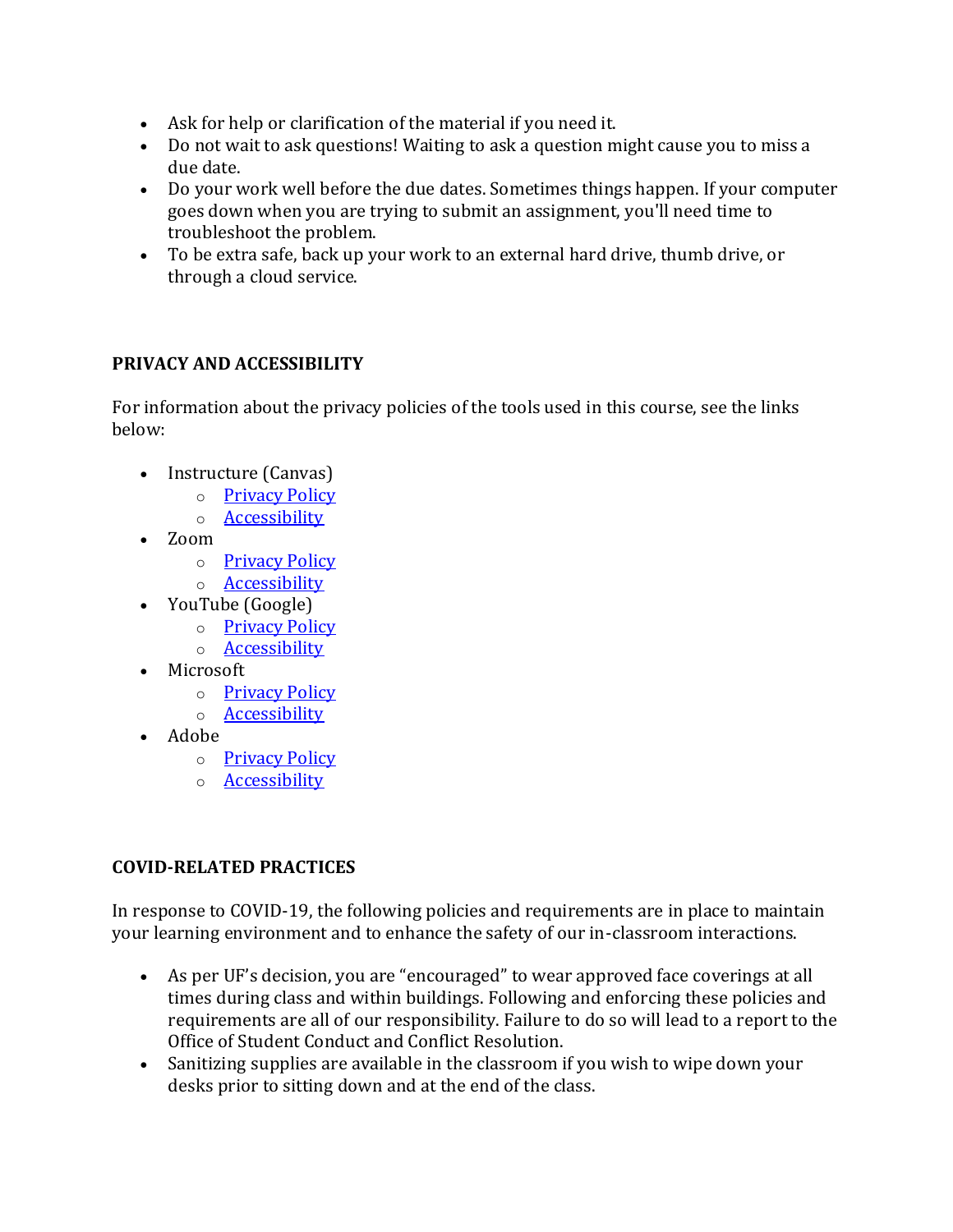- Ask for help or clarification of the material if you need it.
- Do not wait to ask questions! Waiting to ask a question might cause you to miss a due date.
- Do your work well before the due dates. Sometimes things happen. If your computer goes down when you are trying to submit an assignment, you'll need time to troubleshoot the problem.
- To be extra safe, back up your work to an external hard drive, thumb drive, or through a cloud service.

**PRIVACY AND ACCESSIBILITY**

For information about the privacy policies of the tools used in this course, see the links below:

- Instructure (Canvas)
  - Privacy Policy
  - Accessibility
- Zoom
  - Privacy Policy
  - Accessibility
- YouTube (Google)
  - Privacy Policy
  - Accessibility
- Microsoft
  - Privacy Policy
  - Accessibility
- Adobe
  - Privacy Policy
  - Accessibility

**COVID-RELATED PRACTICES**

In response to COVID-19, the following policies and requirements are in place to maintain your learning environment and to enhance the safety of our in-classroom interactions.

- As per UF's decision, you are "encouraged" to wear approved face coverings at all times during class and within buildings. Following and enforcing these policies and requirements are all of our responsibility. Failure to do so will lead to a report to the Office of Student Conduct and Conflict Resolution.
- Sanitizing supplies are available in the classroom if you wish to wipe down your desks prior to sitting down and at the end of the class.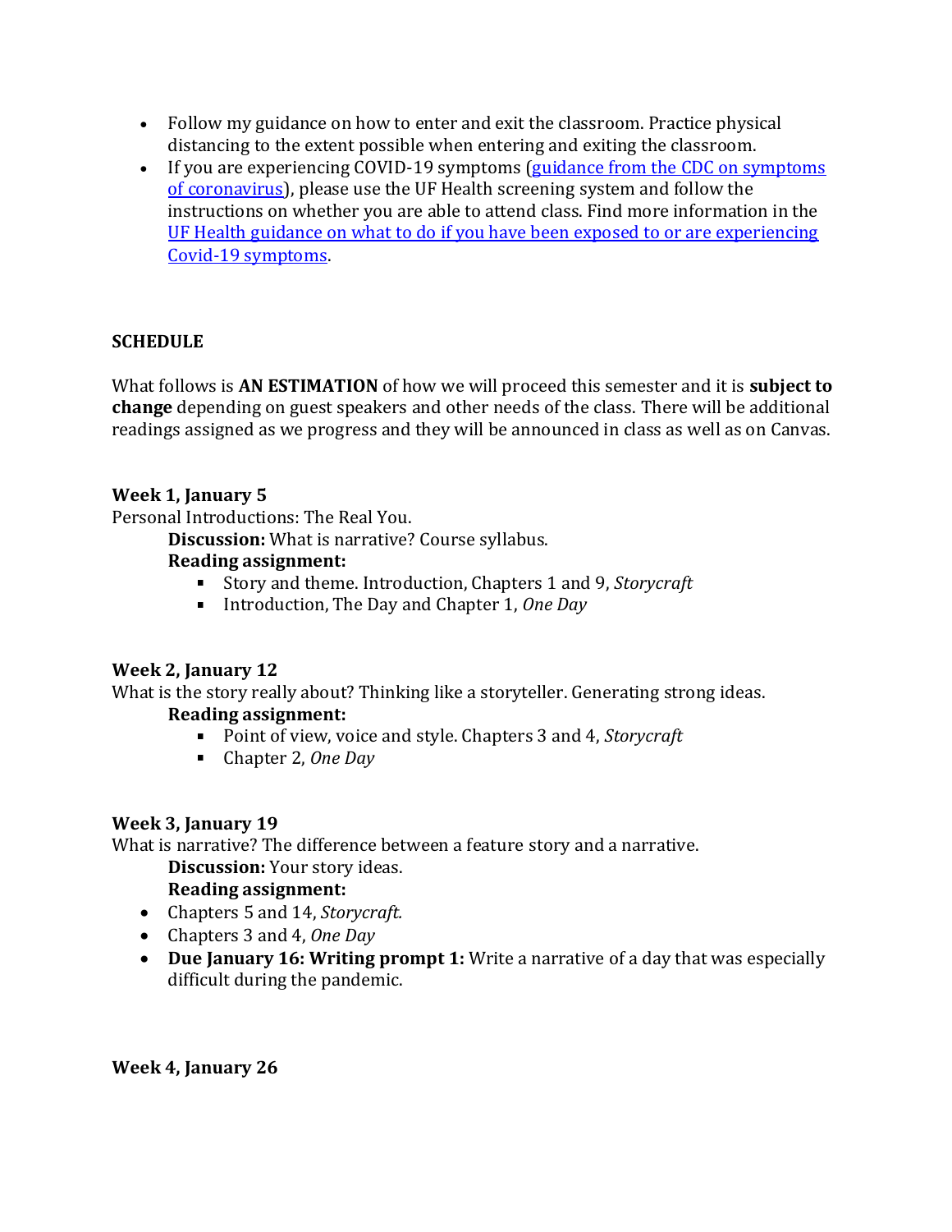- Follow my guidance on how to enter and exit the classroom. Practice physical distancing to the extent possible when entering and exiting the classroom.
- If you are experiencing COVID-19 symptoms ([guidance from the CDC on symptoms of coronavirus]()), please use the UF Health screening system and follow the instructions on whether you are able to attend class. Find more information in the [UF Health guidance on what to do if you have been exposed to or are experiencing Covid-19 symptoms]().

**SCHEDULE**

What follows is **AN ESTIMATION** of how we will proceed this semester and it is **subject to change** depending on guest speakers and other needs of the class. There will be additional readings assigned as we progress and they will be announced in class as well as on Canvas.

**Week 1, January 5**

Personal Introductions: The Real You.

> **Discussion:** What is narrative? Course syllabus.
>
> **Reading assignment:**
>
> - Story and theme. Introduction, Chapters 1 and 9, *Storycraft*
> - Introduction, The Day and Chapter 1, *One Day*

**Week 2, January 12**

What is the story really about? Thinking like a storyteller. Generating strong ideas.

> **Reading assignment:**
>
> - Point of view, voice and style. Chapters 3 and 4, *Storycraft*
> - Chapter 2, *One Day*

**Week 3, January 19**

What is narrative? The difference between a feature story and a narrative.

> **Discussion:** Your story ideas.
>
> **Reading assignment:**

- Chapters 5 and 14, *Storycraft.*
- Chapters 3 and 4, *One Day*
- **Due January 16: Writing prompt 1:** Write a narrative of a day that was especially difficult during the pandemic.

**Week 4, January 26**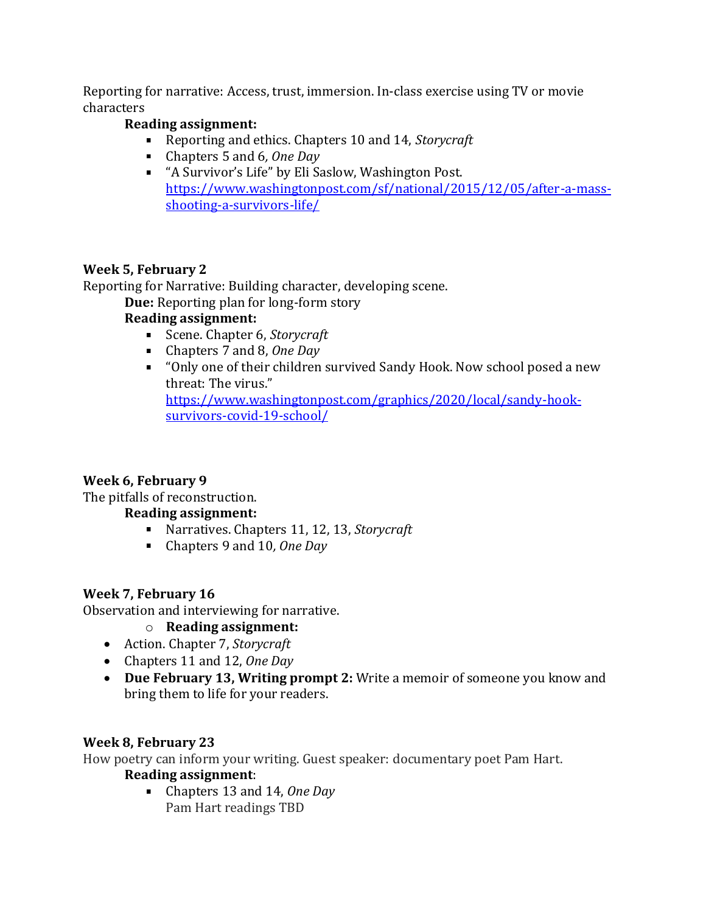Reporting for narrative: Access, trust, immersion. In-class exercise using TV or movie characters

**Reading assignment:**

- Reporting and ethics. Chapters 10 and 14, *Storycraft*
- Chapters 5 and 6, *One Day*
- "A Survivor's Life" by Eli Saslow, Washington Post. https://www.washingtonpost.com/sf/national/2015/12/05/after-a-mass-shooting-a-survivors-life/

**Week 5, February 2**

Reporting for Narrative: Building character, developing scene.

**Due:** Reporting plan for long-form story

**Reading assignment:**

- Scene. Chapter 6, *Storycraft*
- Chapters 7 and 8, *One Day*
- "Only one of their children survived Sandy Hook. Now school posed a new threat: The virus." https://www.washingtonpost.com/graphics/2020/local/sandy-hook-survivors-covid-19-school/

**Week 6, February 9**

The pitfalls of reconstruction.

**Reading assignment:**

- Narratives. Chapters 11, 12, 13, *Storycraft*
- Chapters 9 and 10, *One Day*

**Week 7, February 16**

Observation and interviewing for narrative.

- **Reading assignment:**
- Action. Chapter 7, *Storycraft*
- Chapters 11 and 12, *One Day*
- **Due February 13, Writing prompt 2:** Write a memoir of someone you know and bring them to life for your readers.

**Week 8, February 23**

How poetry can inform your writing. Guest speaker: documentary poet Pam Hart.

**Reading assignment**:

- Chapters 13 and 14, *One Day*
  Pam Hart readings TBD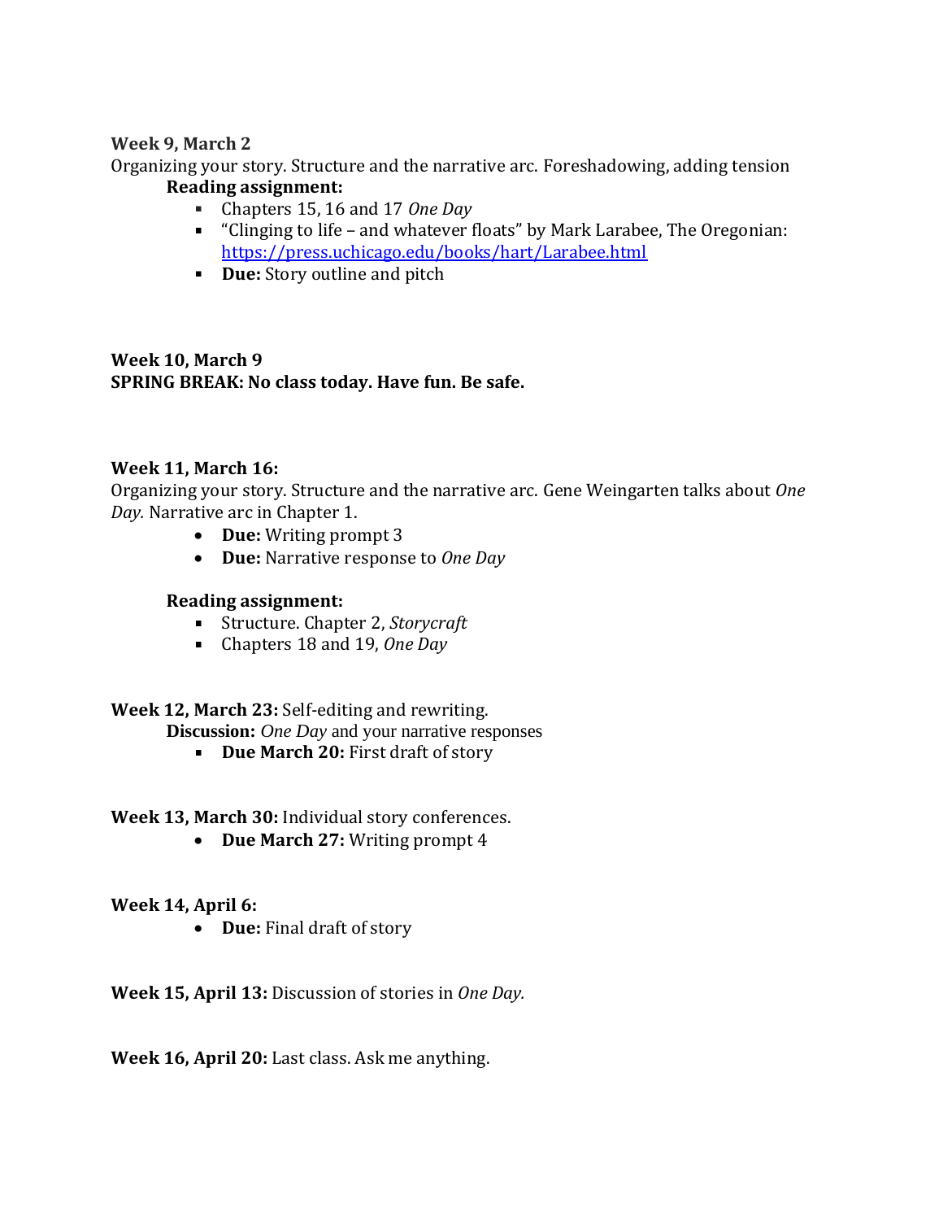**Week 9, March 2**

Organizing your story. Structure and the narrative arc. Foreshadowing, adding tension

**Reading assignment:**

- Chapters 15, 16 and 17 *One Day*
- "Clinging to life – and whatever floats" by Mark Larabee, The Oregonian: https://press.uchicago.edu/books/hart/Larabee.html
- **Due:** Story outline and pitch

**Week 10, March 9**

**SPRING BREAK: No class today. Have fun. Be safe.**

**Week 11, March 16:**

Organizing your story. Structure and the narrative arc. Gene Weingarten talks about *One Day.* Narrative arc in Chapter 1.

- **Due:** Writing prompt 3
- **Due:** Narrative response to *One Day*

**Reading assignment:**

- Structure. Chapter 2, *Storycraft*
- Chapters 18 and 19, *One Day*

**Week 12, March 23:** Self-editing and rewriting.

**Discussion:** *One Day* and your narrative responses

- **Due March 20:** First draft of story

**Week 13, March 30:** Individual story conferences.

- **Due March 27:** Writing prompt 4

**Week 14, April 6:**

- **Due:** Final draft of story

**Week 15, April 13:** Discussion of stories in *One Day.*

**Week 16, April 20:** Last class. Ask me anything.